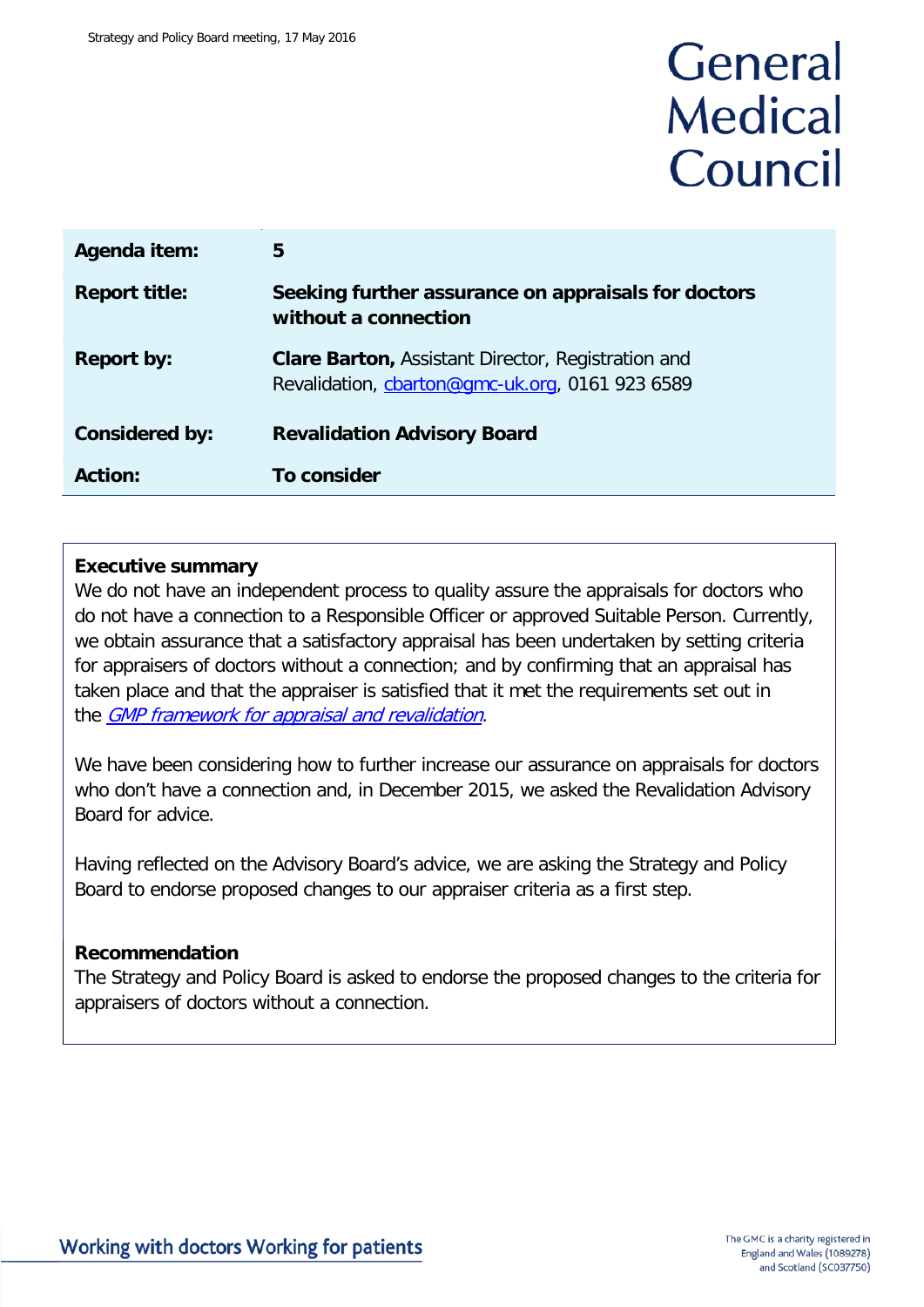General Medical Council

| Agenda item: | 5 |
|---|---|
| Report title: | **Seeking further assurance on appraisals for doctors without a connection** |
| Report by: | **Clare Barton,** Assistant Director, Registration and Revalidation, cbarton@gmc-uk.org, 0161 923 6589 |
| Considered by: | **Revalidation Advisory Board** |
| Action: | **To consider** |

**Executive summary**

We do not have an independent process to quality assure the appraisals for doctors who do not have a connection to a Responsible Officer or approved Suitable Person. Currently, we obtain assurance that a satisfactory appraisal has been undertaken by setting criteria for appraisers of doctors without a connection; and by confirming that an appraisal has taken place and that the appraiser is satisfied that it met the requirements set out in the *GMP framework for appraisal and revalidation*.

We have been considering how to further increase our assurance on appraisals for doctors who don't have a connection and, in December 2015, we asked the Revalidation Advisory Board for advice.

Having reflected on the Advisory Board's advice, we are asking the Strategy and Policy Board to endorse proposed changes to our appraiser criteria as a first step.

**Recommendation**

The Strategy and Policy Board is asked to endorse the proposed changes to the criteria for appraisers of doctors without a connection.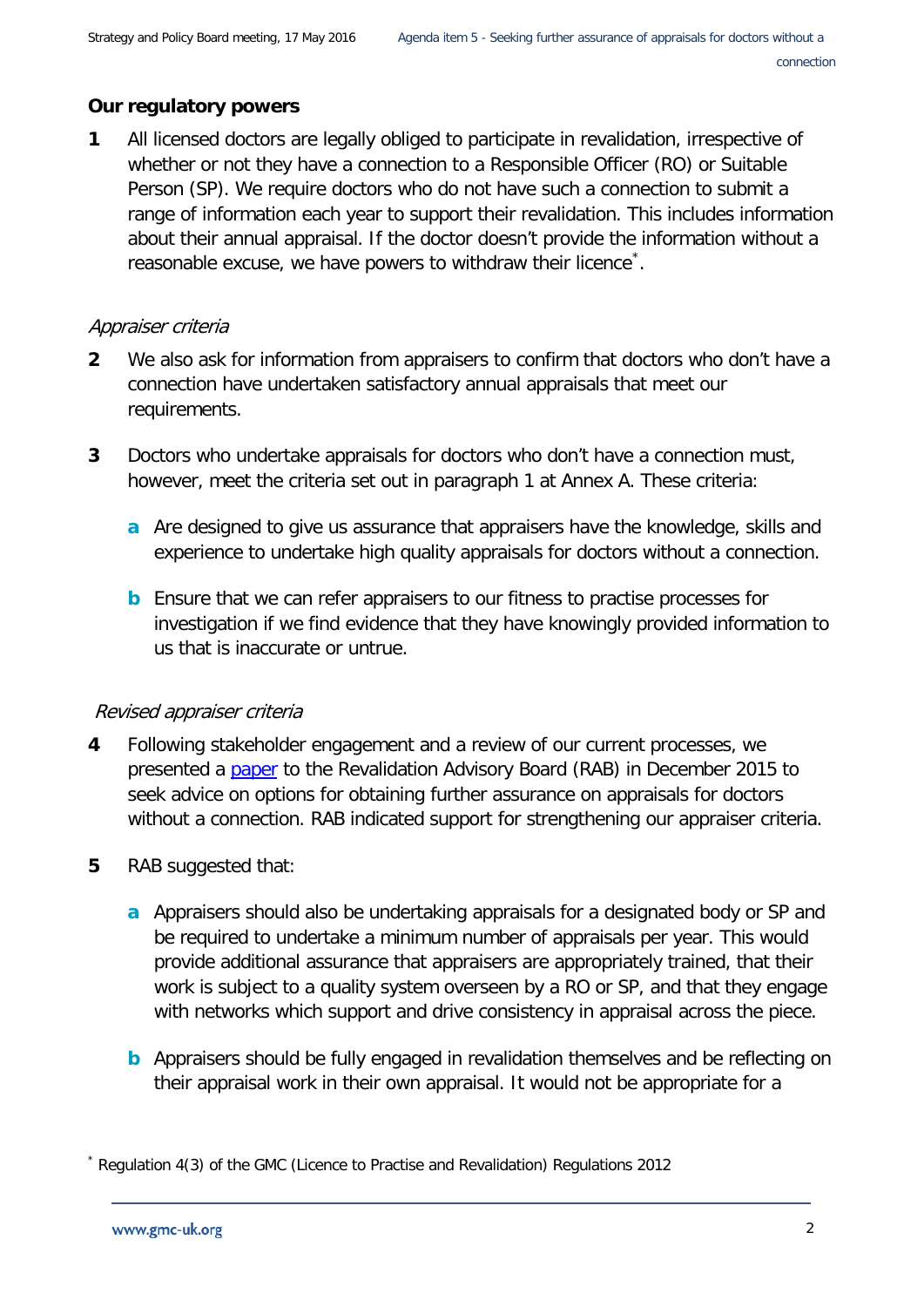## Our regulatory powers

**1** All licensed doctors are legally obliged to participate in revalidation, irrespective of whether or not they have a connection to a Responsible Officer (RO) or Suitable Person (SP). We require doctors who do not have such a connection to submit a range of information each year to support their revalidation. This includes information about their annual appraisal. If the doctor doesn't provide the information without a reasonable excuse, we have powers to withdraw their licence*.

### *Appraiser criteria*

**2** We also ask for information from appraisers to confirm that doctors who don't have a connection have undertaken satisfactory annual appraisals that meet our requirements.

**3** Doctors who undertake appraisals for doctors who don't have a connection must, however, meet the criteria set out in paragraph 1 at Annex A. These criteria:

- **a** Are designed to give us assurance that appraisers have the knowledge, skills and experience to undertake high quality appraisals for doctors without a connection.
- **b** Ensure that we can refer appraisers to our fitness to practise processes for investigation if we find evidence that they have knowingly provided information to us that is inaccurate or untrue.

### *Revised appraiser criteria*

**4** Following stakeholder engagement and a review of our current processes, we presented a paper to the Revalidation Advisory Board (RAB) in December 2015 to seek advice on options for obtaining further assurance on appraisals for doctors without a connection. RAB indicated support for strengthening our appraiser criteria.

**5** RAB suggested that:

- **a** Appraisers should also be undertaking appraisals for a designated body or SP and be required to undertake a minimum number of appraisals per year. This would provide additional assurance that appraisers are appropriately trained, that their work is subject to a quality system overseen by a RO or SP, and that they engage with networks which support and drive consistency in appraisal across the piece.
- **b** Appraisers should be fully engaged in revalidation themselves and be reflecting on their appraisal work in their own appraisal. It would not be appropriate for a

* Regulation 4(3) of the GMC (Licence to Practise and Revalidation) Regulations 2012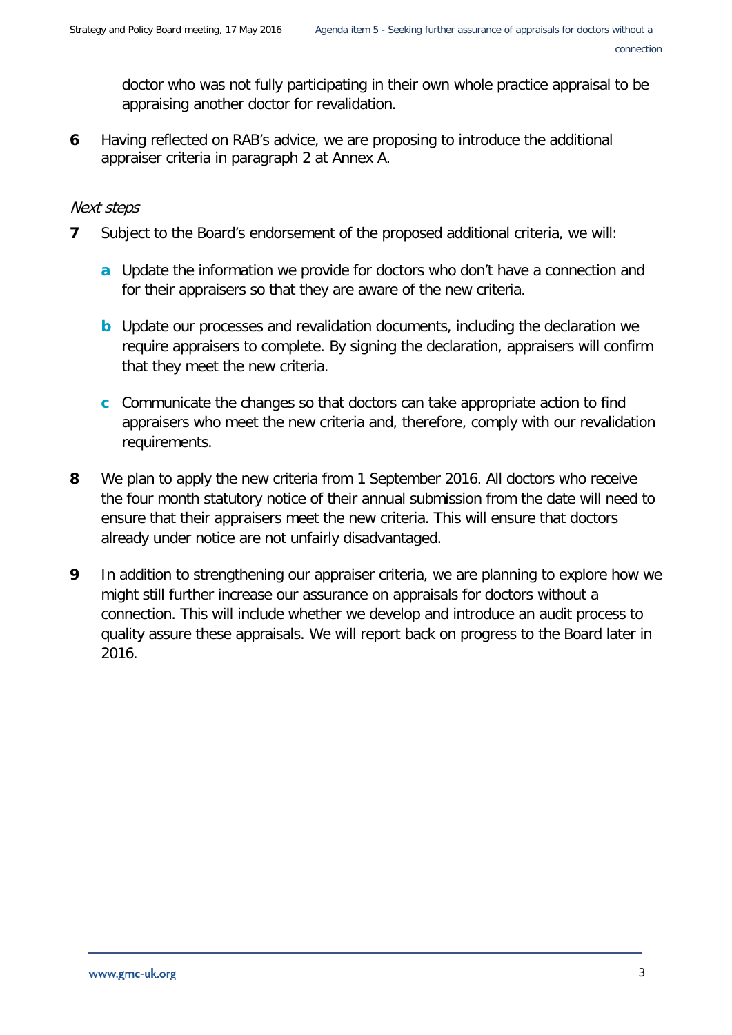doctor who was not fully participating in their own whole practice appraisal to be appraising another doctor for revalidation.

**6** Having reflected on RAB's advice, we are proposing to introduce the additional appraiser criteria in paragraph 2 at Annex A.

*Next steps*

**7** Subject to the Board's endorsement of the proposed additional criteria, we will:

- **a** Update the information we provide for doctors who don't have a connection and for their appraisers so that they are aware of the new criteria.
- **b** Update our processes and revalidation documents, including the declaration we require appraisers to complete. By signing the declaration, appraisers will confirm that they meet the new criteria.
- **c** Communicate the changes so that doctors can take appropriate action to find appraisers who meet the new criteria and, therefore, comply with our revalidation requirements.

**8** We plan to apply the new criteria from 1 September 2016. All doctors who receive the four month statutory notice of their annual submission from the date will need to ensure that their appraisers meet the new criteria. This will ensure that doctors already under notice are not unfairly disadvantaged.

**9** In addition to strengthening our appraiser criteria, we are planning to explore how we might still further increase our assurance on appraisals for doctors without a connection. This will include whether we develop and introduce an audit process to quality assure these appraisals. We will report back on progress to the Board later in 2016.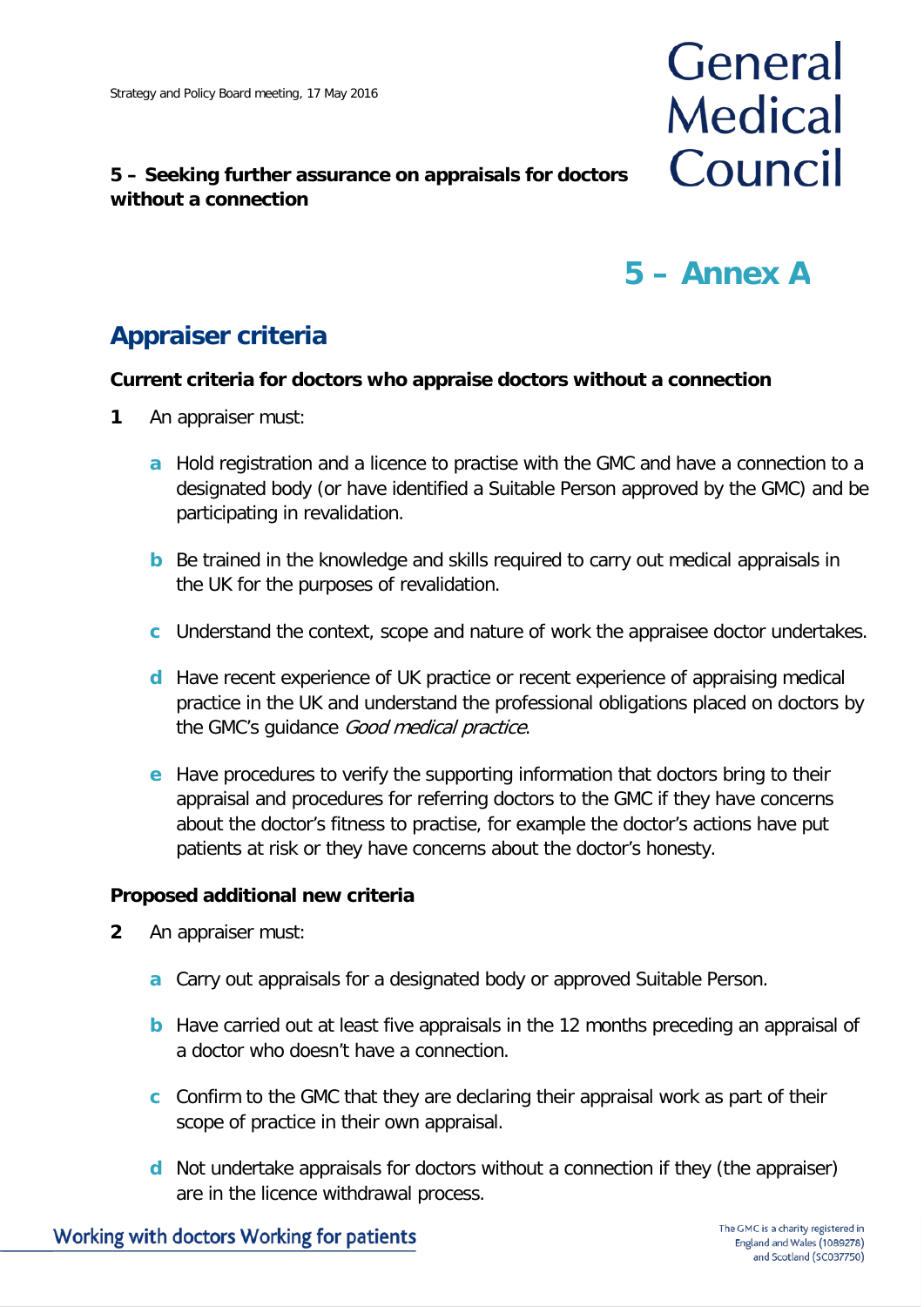# 5 – Seeking further assurance on appraisals for doctors without a connection

## 5 – Annex A

## Appraiser criteria

**Current criteria for doctors who appraise doctors without a connection**

**1** An appraiser must:

- **a** Hold registration and a licence to practise with the GMC and have a connection to a designated body (or have identified a Suitable Person approved by the GMC) and be participating in revalidation.
- **b** Be trained in the knowledge and skills required to carry out medical appraisals in the UK for the purposes of revalidation.
- **c** Understand the context, scope and nature of work the appraisee doctor undertakes.
- **d** Have recent experience of UK practice or recent experience of appraising medical practice in the UK and understand the professional obligations placed on doctors by the GMC's guidance *Good medical practice*.
- **e** Have procedures to verify the supporting information that doctors bring to their appraisal and procedures for referring doctors to the GMC if they have concerns about the doctor's fitness to practise, for example the doctor's actions have put patients at risk or they have concerns about the doctor's honesty.

**Proposed additional new criteria**

**2** An appraiser must:

- **a** Carry out appraisals for a designated body or approved Suitable Person.
- **b** Have carried out at least five appraisals in the 12 months preceding an appraisal of a doctor who doesn't have a connection.
- **c** Confirm to the GMC that they are declaring their appraisal work as part of their scope of practice in their own appraisal.
- **d** Not undertake appraisals for doctors without a connection if they (the appraiser) are in the licence withdrawal process.